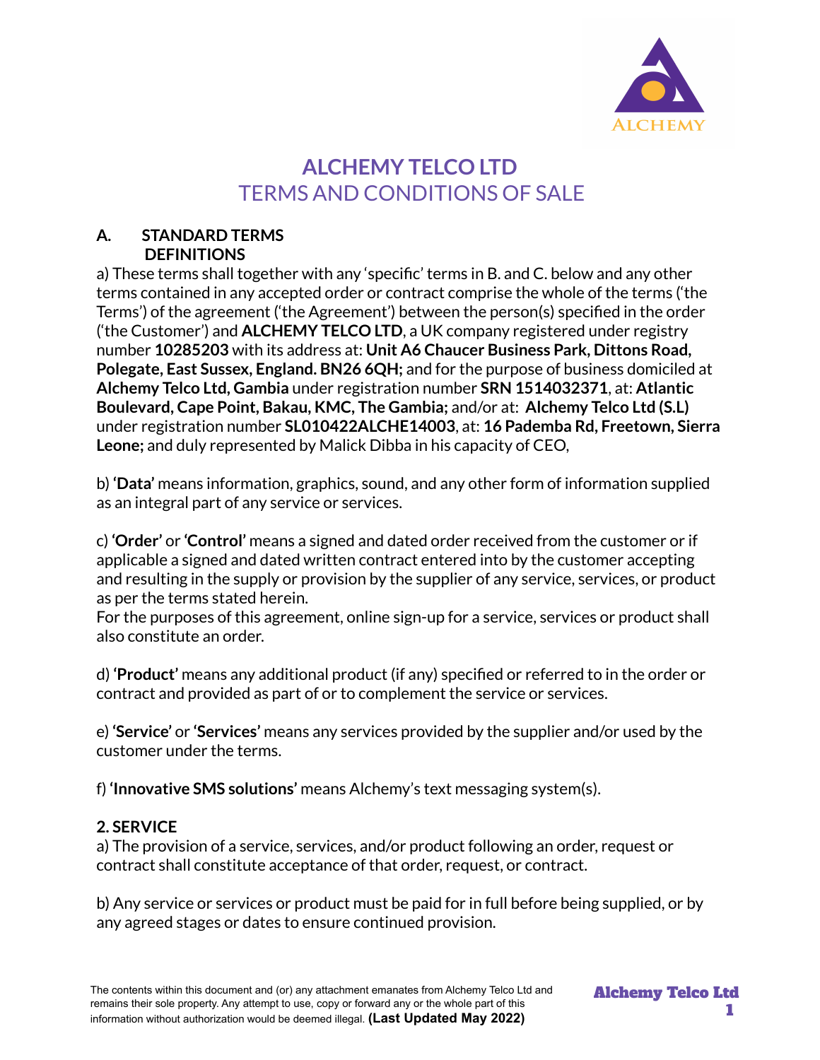# ALCHEMY TELCO LTD
## TERMS AND CONDITIONS OF SALE

### A. STANDARD TERMS
### DEFINITIONS

a) These terms shall together with any ‘specific’ terms in B. and C. below and any other terms contained in any accepted order or contract comprise the whole of the terms (‘the Terms’) of the agreement (‘the Agreement’) between the person(s) specified in the order (‘the Customer’) and **ALCHEMY TELCO LTD**, a UK company registered under registry number **10285203** with its address at: **Unit A6 Chaucer Business Park, Dittons Road, Polegate, East Sussex, England. BN26 6QH;** and for the purpose of business domiciled at **Alchemy Telco Ltd, Gambia** under registration number **SRN 1514032371**, at: **Atlantic Boulevard, Cape Point, Bakau, KMC, The Gambia;** and/or at: **Alchemy Telco Ltd (S.L)** under registration number **SL010422ALCHE14003**, at: **16 Pademba Rd, Freetown, Sierra Leone;** and duly represented by Malick Dibba in his capacity of CEO,

b) **‘Data’** means information, graphics, sound, and any other form of information supplied as an integral part of any service or services.

c) **‘Order’** or **‘Control’** means a signed and dated order received from the customer or if applicable a signed and dated written contract entered into by the customer accepting and resulting in the supply or provision by the supplier of any service, services, or product as per the terms stated herein.
For the purposes of this agreement, online sign-up for a service, services or product shall also constitute an order.

d) **‘Product’** means any additional product (if any) specified or referred to in the order or contract and provided as part of or to complement the service or services.

e) **‘Service’** or **‘Services’** means any services provided by the supplier and/or used by the customer under the terms.

f) **‘Innovative SMS solutions’** means Alchemy’s text messaging system(s).

### 2. SERVICE

a) The provision of a service, services, and/or product following an order, request or contract shall constitute acceptance of that order, request, or contract.

b) Any service or services or product must be paid for in full before being supplied, or by any agreed stages or dates to ensure continued provision.

The contents within this document and (or) any attachment emanates from Alchemy Telco Ltd and remains their sole property. Any attempt to use, copy or forward any or the whole part of this information without authorization would be deemed illegal. **(Last Updated May 2022)**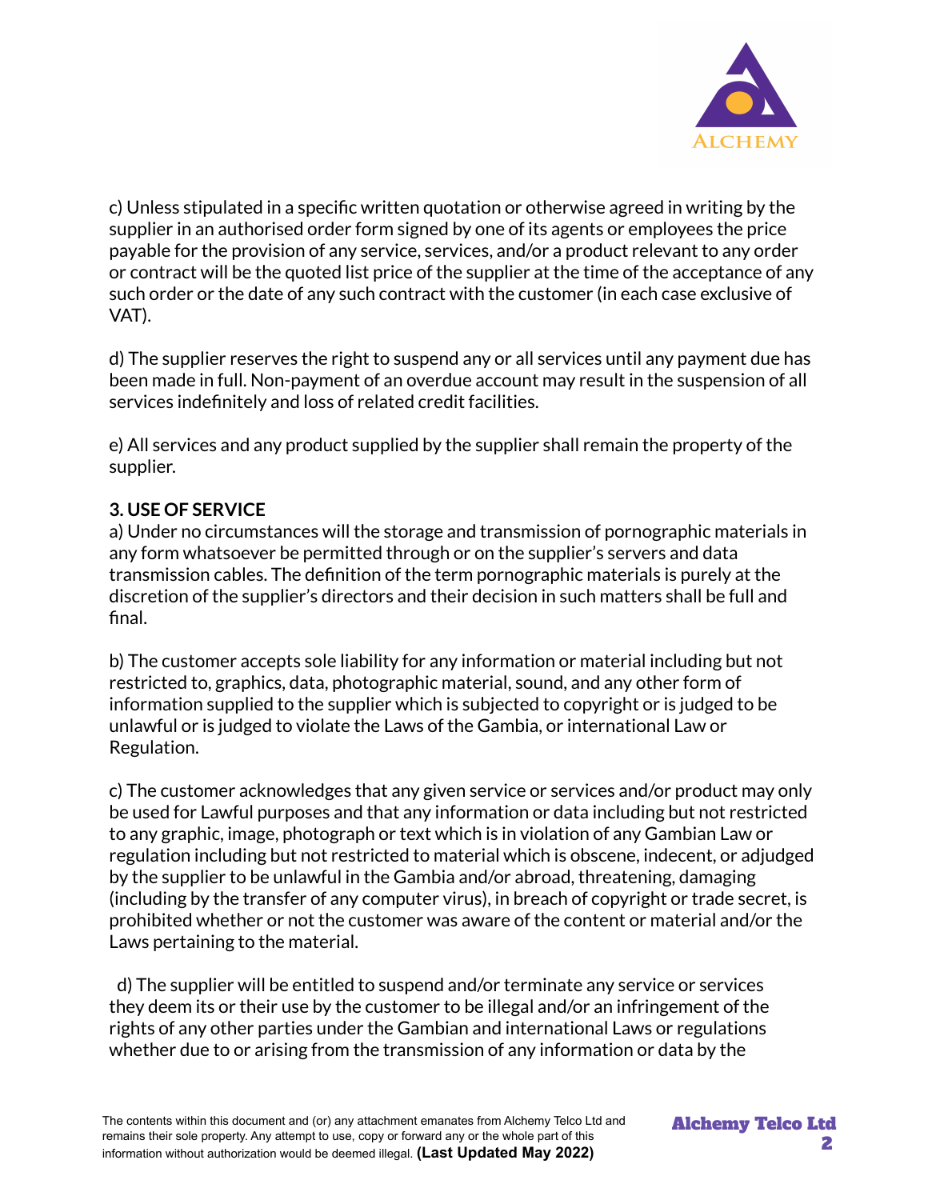c) Unless stipulated in a specific written quotation or otherwise agreed in writing by the supplier in an authorised order form signed by one of its agents or employees the price payable for the provision of any service, services, and/or a product relevant to any order or contract will be the quoted list price of the supplier at the time of the acceptance of any such order or the date of any such contract with the customer (in each case exclusive of VAT).

d) The supplier reserves the right to suspend any or all services until any payment due has been made in full. Non-payment of an overdue account may result in the suspension of all services indefinitely and loss of related credit facilities.

e) All services and any product supplied by the supplier shall remain the property of the supplier.

**3. USE OF SERVICE**

a) Under no circumstances will the storage and transmission of pornographic materials in any form whatsoever be permitted through or on the supplier's servers and data transmission cables. The definition of the term pornographic materials is purely at the discretion of the supplier's directors and their decision in such matters shall be full and final.

b) The customer accepts sole liability for any information or material including but not restricted to, graphics, data, photographic material, sound, and any other form of information supplied to the supplier which is subjected to copyright or is judged to be unlawful or is judged to violate the Laws of the Gambia, or international Law or Regulation.

c) The customer acknowledges that any given service or services and/or product may only be used for Lawful purposes and that any information or data including but not restricted to any graphic, image, photograph or text which is in violation of any Gambian Law or regulation including but not restricted to material which is obscene, indecent, or adjudged by the supplier to be unlawful in the Gambia and/or abroad, threatening, damaging (including by the transfer of any computer virus), in breach of copyright or trade secret, is prohibited whether or not the customer was aware of the content or material and/or the Laws pertaining to the material.

d) The supplier will be entitled to suspend and/or terminate any service or services they deem its or their use by the customer to be illegal and/or an infringement of the rights of any other parties under the Gambian and international Laws or regulations whether due to or arising from the transmission of any information or data by the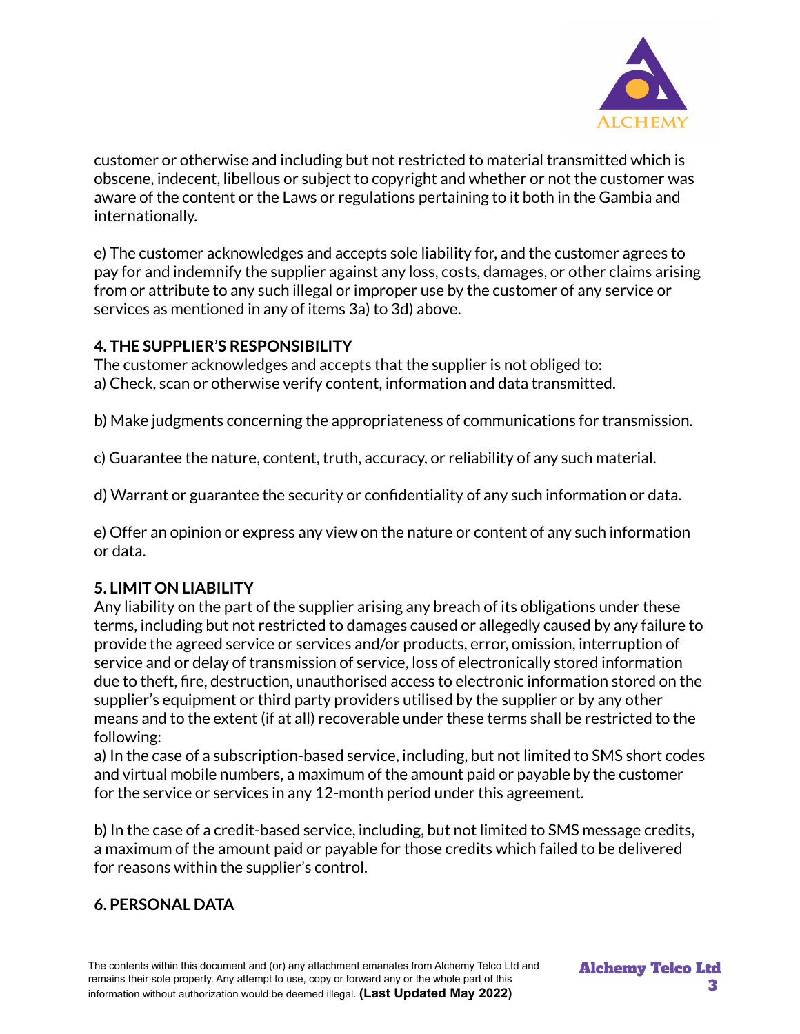customer or otherwise and including but not restricted to material transmitted which is obscene, indecent, libellous or subject to copyright and whether or not the customer was aware of the content or the Laws or regulations pertaining to it both in the Gambia and internationally.

e) The customer acknowledges and accepts sole liability for, and the customer agrees to pay for and indemnify the supplier against any loss, costs, damages, or other claims arising from or attribute to any such illegal or improper use by the customer of any service or services as mentioned in any of items 3a) to 3d) above.

**4. THE SUPPLIER'S RESPONSIBILITY**

The customer acknowledges and accepts that the supplier is not obliged to:

a) Check, scan or otherwise verify content, information and data transmitted.

b) Make judgments concerning the appropriateness of communications for transmission.

c) Guarantee the nature, content, truth, accuracy, or reliability of any such material.

d) Warrant or guarantee the security or confidentiality of any such information or data.

e) Offer an opinion or express any view on the nature or content of any such information or data.

**5. LIMIT ON LIABILITY**

Any liability on the part of the supplier arising any breach of its obligations under these terms, including but not restricted to damages caused or allegedly caused by any failure to provide the agreed service or services and/or products, error, omission, interruption of service and or delay of transmission of service, loss of electronically stored information due to theft, fire, destruction, unauthorised access to electronic information stored on the supplier's equipment or third party providers utilised by the supplier or by any other means and to the extent (if at all) recoverable under these terms shall be restricted to the following:

a) In the case of a subscription-based service, including, but not limited to SMS short codes and virtual mobile numbers, a maximum of the amount paid or payable by the customer for the service or services in any 12-month period under this agreement.

b) In the case of a credit-based service, including, but not limited to SMS message credits, a maximum of the amount paid or payable for those credits which failed to be delivered for reasons within the supplier's control.

**6. PERSONAL DATA**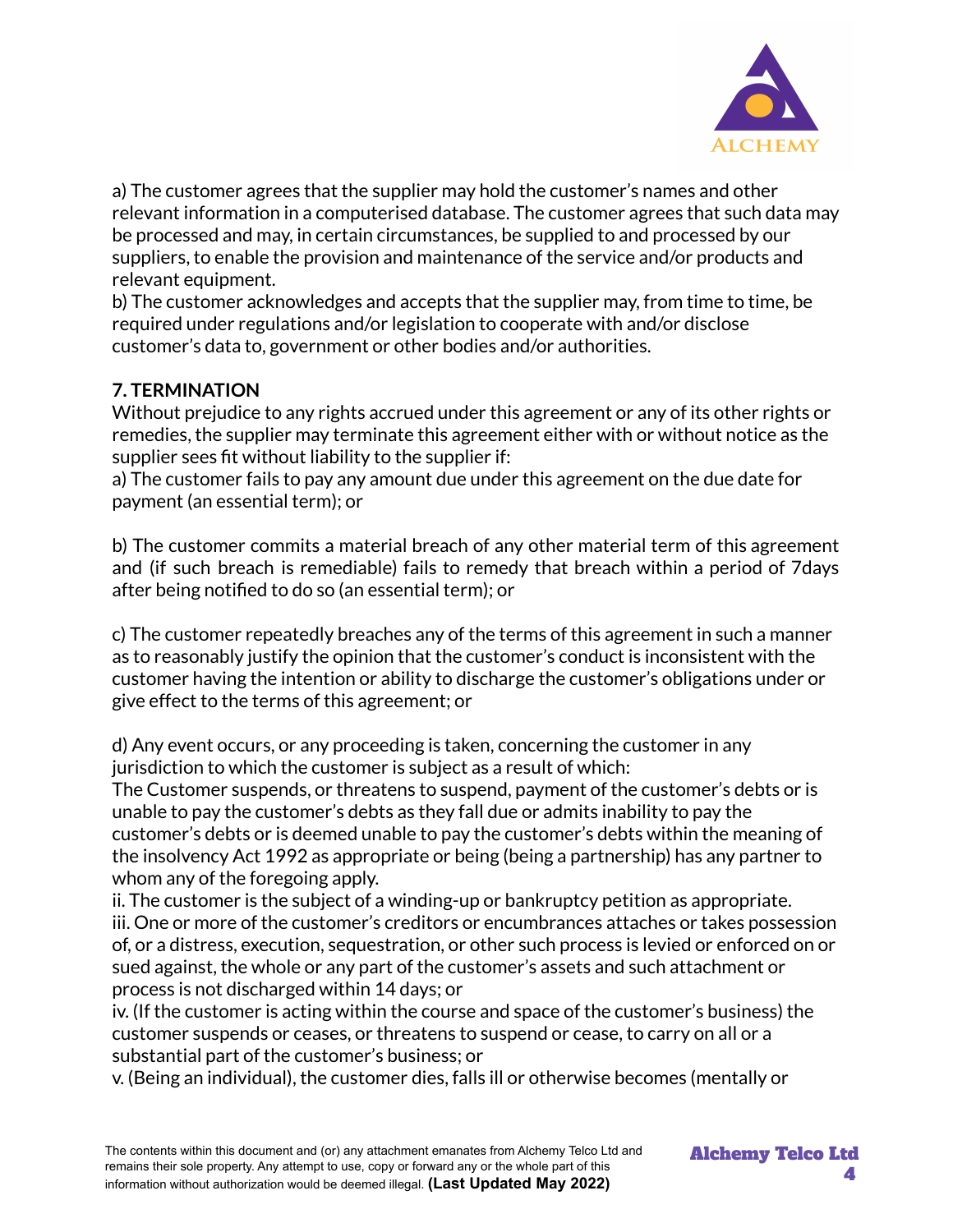a) The customer agrees that the supplier may hold the customer's names and other relevant information in a computerised database. The customer agrees that such data may be processed and may, in certain circumstances, be supplied to and processed by our suppliers, to enable the provision and maintenance of the service and/or products and relevant equipment.

b) The customer acknowledges and accepts that the supplier may, from time to time, be required under regulations and/or legislation to cooperate with and/or disclose customer's data to, government or other bodies and/or authorities.

**7. TERMINATION**

Without prejudice to any rights accrued under this agreement or any of its other rights or remedies, the supplier may terminate this agreement either with or without notice as the supplier sees fit without liability to the supplier if:

a) The customer fails to pay any amount due under this agreement on the due date for payment (an essential term); or

b) The customer commits a material breach of any other material term of this agreement and (if such breach is remediable) fails to remedy that breach within a period of 7days after being notified to do so (an essential term); or

c) The customer repeatedly breaches any of the terms of this agreement in such a manner as to reasonably justify the opinion that the customer's conduct is inconsistent with the customer having the intention or ability to discharge the customer's obligations under or give effect to the terms of this agreement; or

d) Any event occurs, or any proceeding is taken, concerning the customer in any jurisdiction to which the customer is subject as a result of which:

The Customer suspends, or threatens to suspend, payment of the customer's debts or is unable to pay the customer's debts as they fall due or admits inability to pay the customer's debts or is deemed unable to pay the customer's debts within the meaning of the insolvency Act 1992 as appropriate or being (being a partnership) has any partner to whom any of the foregoing apply.

ii. The customer is the subject of a winding-up or bankruptcy petition as appropriate.

iii. One or more of the customer's creditors or encumbrances attaches or takes possession of, or a distress, execution, sequestration, or other such process is levied or enforced on or sued against, the whole or any part of the customer's assets and such attachment or process is not discharged within 14 days; or

iv. (If the customer is acting within the course and space of the customer's business) the customer suspends or ceases, or threatens to suspend or cease, to carry on all or a substantial part of the customer's business; or

v. (Being an individual), the customer dies, falls ill or otherwise becomes (mentally or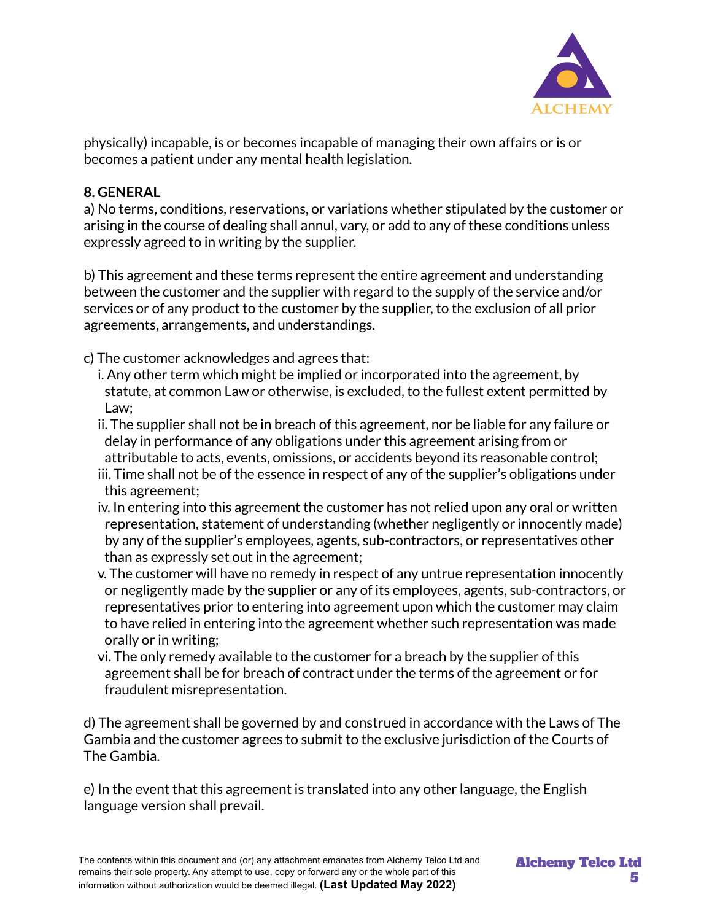physically) incapable, is or becomes incapable of managing their own affairs or is or becomes a patient under any mental health legislation.

**8. GENERAL**

a) No terms, conditions, reservations, or variations whether stipulated by the customer or arising in the course of dealing shall annul, vary, or add to any of these conditions unless expressly agreed to in writing by the supplier.

b) This agreement and these terms represent the entire agreement and understanding between the customer and the supplier with regard to the supply of the service and/or services or of any product to the customer by the supplier, to the exclusion of all prior agreements, arrangements, and understandings.

c) The customer acknowledges and agrees that:

i. Any other term which might be implied or incorporated into the agreement, by statute, at common Law or otherwise, is excluded, to the fullest extent permitted by Law;

ii. The supplier shall not be in breach of this agreement, nor be liable for any failure or delay in performance of any obligations under this agreement arising from or attributable to acts, events, omissions, or accidents beyond its reasonable control;

iii. Time shall not be of the essence in respect of any of the supplier's obligations under this agreement;

iv. In entering into this agreement the customer has not relied upon any oral or written representation, statement of understanding (whether negligently or innocently made) by any of the supplier's employees, agents, sub-contractors, or representatives other than as expressly set out in the agreement;

v. The customer will have no remedy in respect of any untrue representation innocently or negligently made by the supplier or any of its employees, agents, sub-contractors, or representatives prior to entering into agreement upon which the customer may claim to have relied in entering into the agreement whether such representation was made orally or in writing;

vi. The only remedy available to the customer for a breach by the supplier of this agreement shall be for breach of contract under the terms of the agreement or for fraudulent misrepresentation.

d) The agreement shall be governed by and construed in accordance with the Laws of The Gambia and the customer agrees to submit to the exclusive jurisdiction of the Courts of The Gambia.

e) In the event that this agreement is translated into any other language, the English language version shall prevail.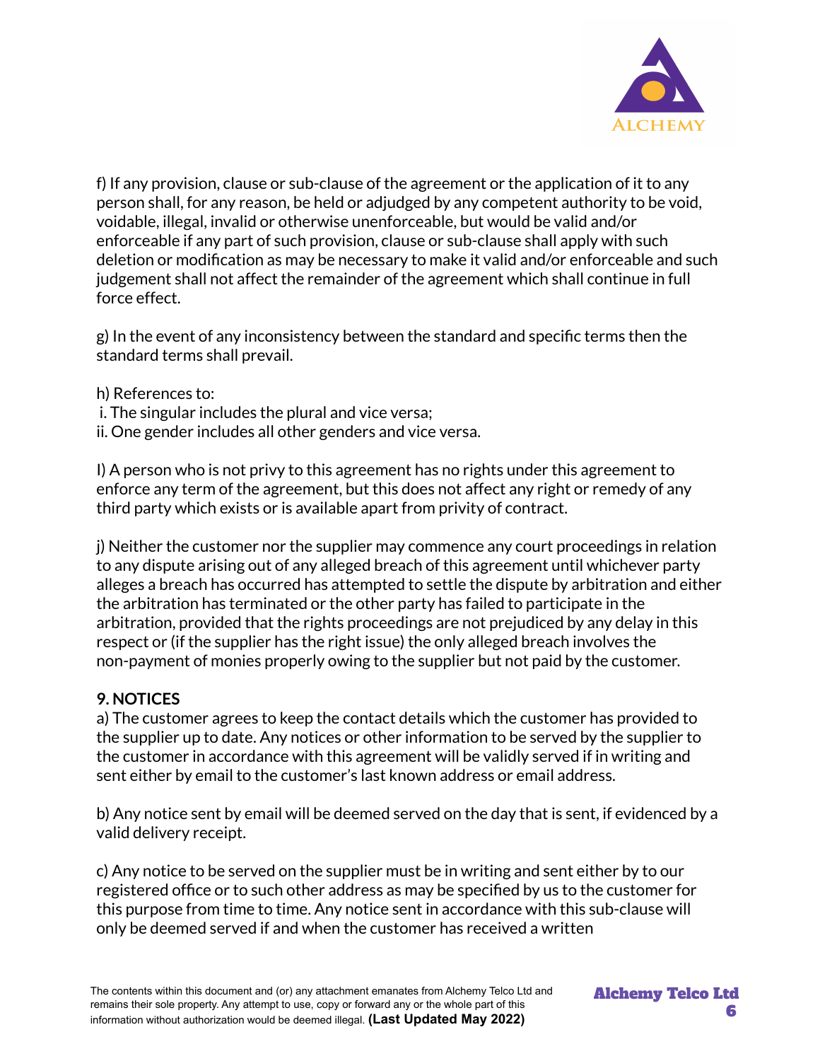f) If any provision, clause or sub-clause of the agreement or the application of it to any person shall, for any reason, be held or adjudged by any competent authority to be void, voidable, illegal, invalid or otherwise unenforceable, but would be valid and/or enforceable if any part of such provision, clause or sub-clause shall apply with such deletion or modification as may be necessary to make it valid and/or enforceable and such judgement shall not affect the remainder of the agreement which shall continue in full force effect.

g) In the event of any inconsistency between the standard and specific terms then the standard terms shall prevail.

h) References to:
i. The singular includes the plural and vice versa;
ii. One gender includes all other genders and vice versa.

I) A person who is not privy to this agreement has no rights under this agreement to enforce any term of the agreement, but this does not affect any right or remedy of any third party which exists or is available apart from privity of contract.

j) Neither the customer nor the supplier may commence any court proceedings in relation to any dispute arising out of any alleged breach of this agreement until whichever party alleges a breach has occurred has attempted to settle the dispute by arbitration and either the arbitration has terminated or the other party has failed to participate in the arbitration, provided that the rights proceedings are not prejudiced by any delay in this respect or (if the supplier has the right issue) the only alleged breach involves the non-payment of monies properly owing to the supplier but not paid by the customer.

**9. NOTICES**

a) The customer agrees to keep the contact details which the customer has provided to the supplier up to date. Any notices or other information to be served by the supplier to the customer in accordance with this agreement will be validly served if in writing and sent either by email to the customer's last known address or email address.

b) Any notice sent by email will be deemed served on the day that is sent, if evidenced by a valid delivery receipt.

c) Any notice to be served on the supplier must be in writing and sent either by to our registered office or to such other address as may be specified by us to the customer for this purpose from time to time. Any notice sent in accordance with this sub-clause will only be deemed served if and when the customer has received a written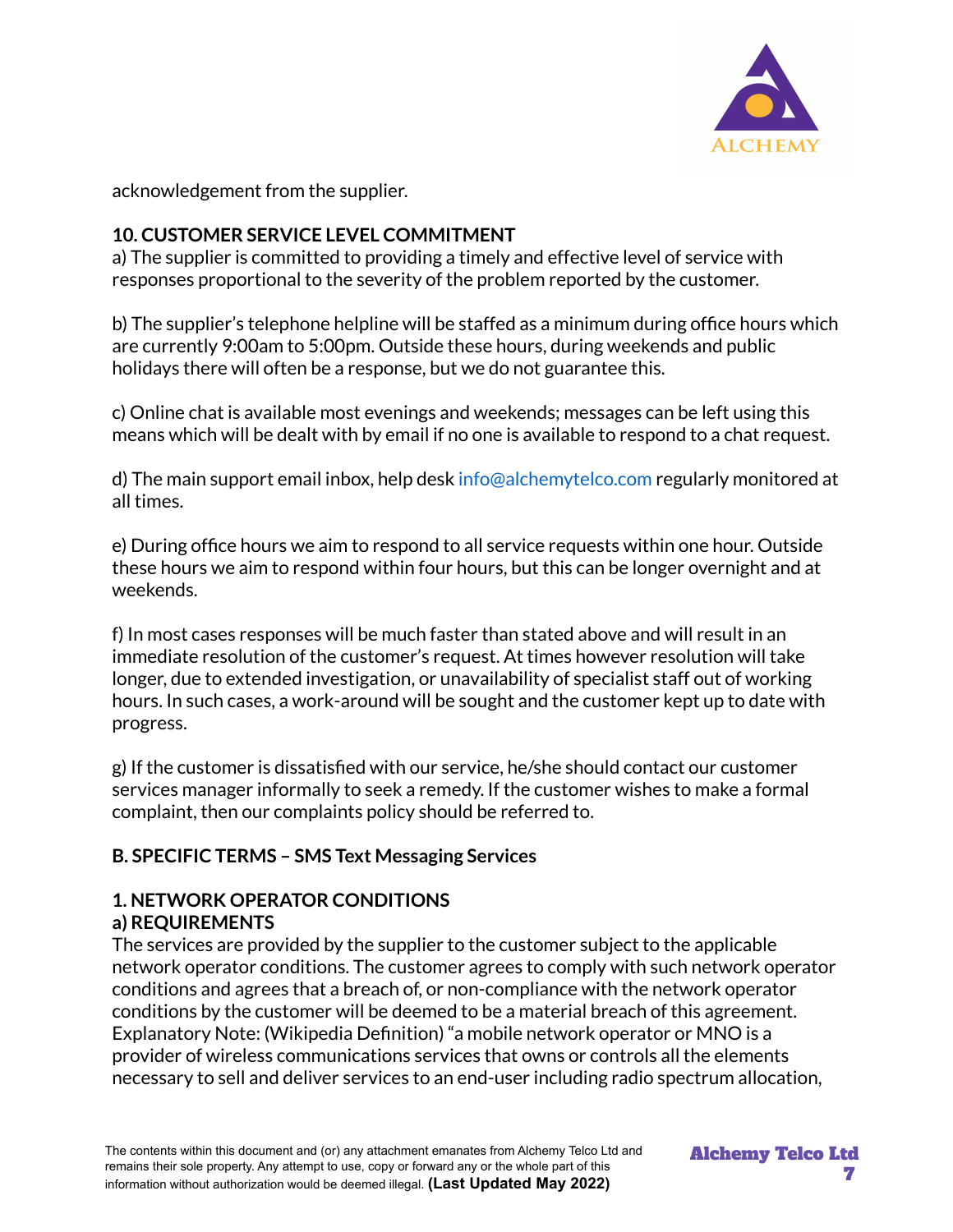acknowledgement from the supplier.

### 10. CUSTOMER SERVICE LEVEL COMMITMENT

a) The supplier is committed to providing a timely and effective level of service with responses proportional to the severity of the problem reported by the customer.

b) The supplier's telephone helpline will be staffed as a minimum during office hours which are currently 9:00am to 5:00pm. Outside these hours, during weekends and public holidays there will often be a response, but we do not guarantee this.

c) Online chat is available most evenings and weekends; messages can be left using this means which will be dealt with by email if no one is available to respond to a chat request.

d) The main support email inbox, help desk info@alchemytelco.com regularly monitored at all times.

e) During office hours we aim to respond to all service requests within one hour. Outside these hours we aim to respond within four hours, but this can be longer overnight and at weekends.

f) In most cases responses will be much faster than stated above and will result in an immediate resolution of the customer's request. At times however resolution will take longer, due to extended investigation, or unavailability of specialist staff out of working hours. In such cases, a work-around will be sought and the customer kept up to date with progress.

g) If the customer is dissatisfied with our service, he/she should contact our customer services manager informally to seek a remedy. If the customer wishes to make a formal complaint, then our complaints policy should be referred to.

## B. SPECIFIC TERMS – SMS Text Messaging Services

### 1. NETWORK OPERATOR CONDITIONS

#### a) REQUIREMENTS

The services are provided by the supplier to the customer subject to the applicable network operator conditions. The customer agrees to comply with such network operator conditions and agrees that a breach of, or non-compliance with the network operator conditions by the customer will be deemed to be a material breach of this agreement. Explanatory Note: (Wikipedia Definition) "a mobile network operator or MNO is a provider of wireless communications services that owns or controls all the elements necessary to sell and deliver services to an end-user including radio spectrum allocation,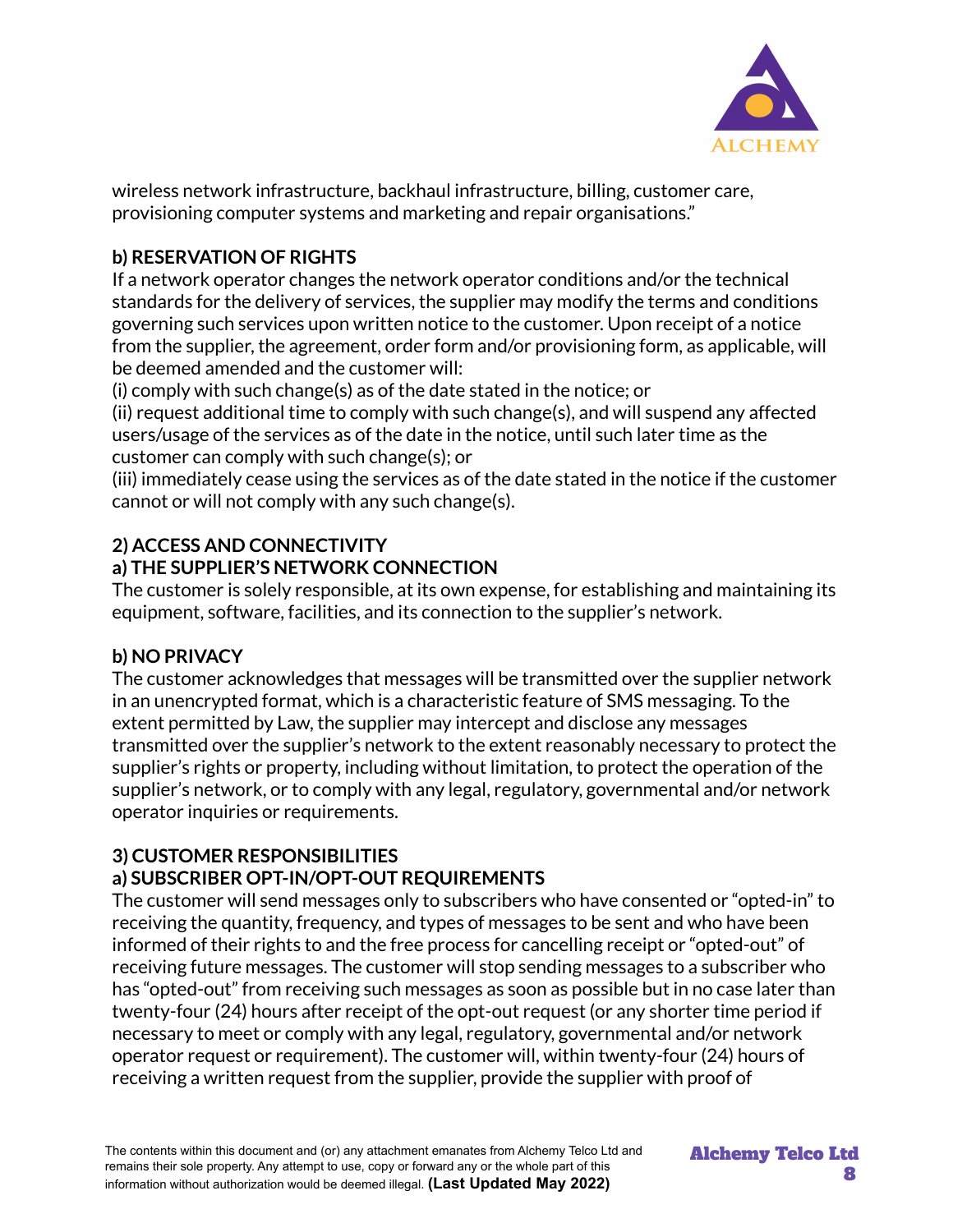wireless network infrastructure, backhaul infrastructure, billing, customer care, provisioning computer systems and marketing and repair organisations."

**b) RESERVATION OF RIGHTS**

If a network operator changes the network operator conditions and/or the technical standards for the delivery of services, the supplier may modify the terms and conditions governing such services upon written notice to the customer. Upon receipt of a notice from the supplier, the agreement, order form and/or provisioning form, as applicable, will be deemed amended and the customer will:

(i) comply with such change(s) as of the date stated in the notice; or

(ii) request additional time to comply with such change(s), and will suspend any affected users/usage of the services as of the date in the notice, until such later time as the customer can comply with such change(s); or

(iii) immediately cease using the services as of the date stated in the notice if the customer cannot or will not comply with any such change(s).

**2) ACCESS AND CONNECTIVITY**

**a) THE SUPPLIER'S NETWORK CONNECTION**

The customer is solely responsible, at its own expense, for establishing and maintaining its equipment, software, facilities, and its connection to the supplier's network.

**b) NO PRIVACY**

The customer acknowledges that messages will be transmitted over the supplier network in an unencrypted format, which is a characteristic feature of SMS messaging. To the extent permitted by Law, the supplier may intercept and disclose any messages transmitted over the supplier's network to the extent reasonably necessary to protect the supplier's rights or property, including without limitation, to protect the operation of the supplier's network, or to comply with any legal, regulatory, governmental and/or network operator inquiries or requirements.

**3) CUSTOMER RESPONSIBILITIES**

**a) SUBSCRIBER OPT-IN/OPT-OUT REQUIREMENTS**

The customer will send messages only to subscribers who have consented or "opted-in" to receiving the quantity, frequency, and types of messages to be sent and who have been informed of their rights to and the free process for cancelling receipt or "opted-out" of receiving future messages. The customer will stop sending messages to a subscriber who has "opted-out" from receiving such messages as soon as possible but in no case later than twenty-four (24) hours after receipt of the opt-out request (or any shorter time period if necessary to meet or comply with any legal, regulatory, governmental and/or network operator request or requirement). The customer will, within twenty-four (24) hours of receiving a written request from the supplier, provide the supplier with proof of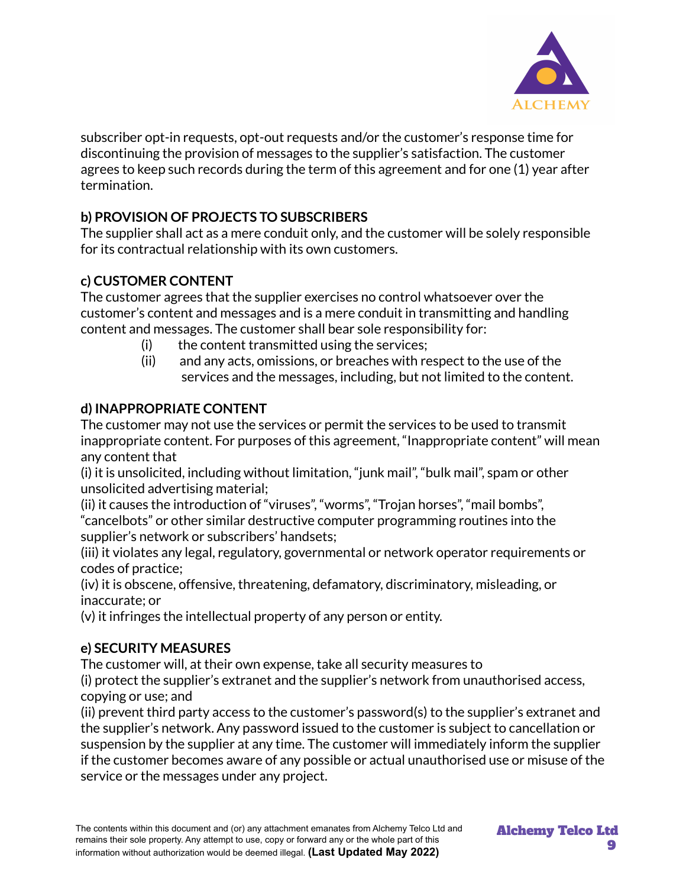subscriber opt-in requests, opt-out requests and/or the customer's response time for discontinuing the provision of messages to the supplier's satisfaction. The customer agrees to keep such records during the term of this agreement and for one (1) year after termination.

**b) PROVISION OF PROJECTS TO SUBSCRIBERS**

The supplier shall act as a mere conduit only, and the customer will be solely responsible for its contractual relationship with its own customers.

**c) CUSTOMER CONTENT**

The customer agrees that the supplier exercises no control whatsoever over the customer's content and messages and is a mere conduit in transmitting and handling content and messages. The customer shall bear sole responsibility for:

(i) the content transmitted using the services;

(ii) and any acts, omissions, or breaches with respect to the use of the services and the messages, including, but not limited to the content.

**d) INAPPROPRIATE CONTENT**

The customer may not use the services or permit the services to be used to transmit inappropriate content. For purposes of this agreement, "Inappropriate content" will mean any content that

(i) it is unsolicited, including without limitation, "junk mail", "bulk mail", spam or other unsolicited advertising material;

(ii) it causes the introduction of "viruses", "worms", "Trojan horses", "mail bombs", "cancelbots" or other similar destructive computer programming routines into the supplier's network or subscribers' handsets;

(iii) it violates any legal, regulatory, governmental or network operator requirements or codes of practice;

(iv) it is obscene, offensive, threatening, defamatory, discriminatory, misleading, or inaccurate; or

(v) it infringes the intellectual property of any person or entity.

**e) SECURITY MEASURES**

The customer will, at their own expense, take all security measures to

(i) protect the supplier's extranet and the supplier's network from unauthorised access, copying or use; and

(ii) prevent third party access to the customer's password(s) to the supplier's extranet and the supplier's network. Any password issued to the customer is subject to cancellation or suspension by the supplier at any time. The customer will immediately inform the supplier if the customer becomes aware of any possible or actual unauthorised use or misuse of the service or the messages under any project.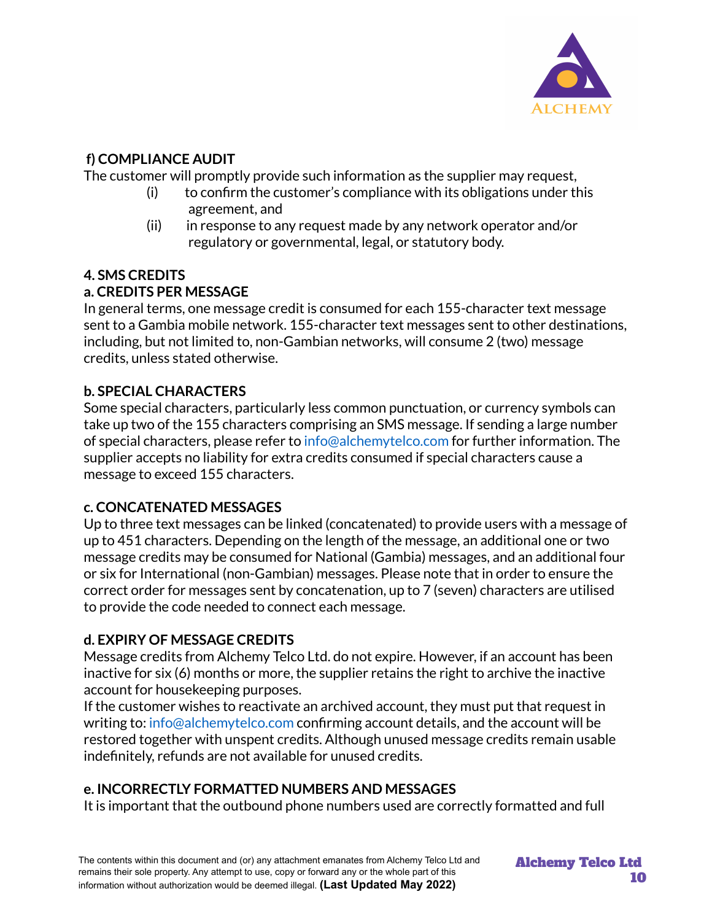**f) COMPLIANCE AUDIT**

The customer will promptly provide such information as the supplier may request,

(i) to confirm the customer's compliance with its obligations under this agreement, and

(ii) in response to any request made by any network operator and/or regulatory or governmental, legal, or statutory body.

**4. SMS CREDITS**

**a. CREDITS PER MESSAGE**

In general terms, one message credit is consumed for each 155-character text message sent to a Gambia mobile network. 155-character text messages sent to other destinations, including, but not limited to, non-Gambian networks, will consume 2 (two) message credits, unless stated otherwise.

**b. SPECIAL CHARACTERS**

Some special characters, particularly less common punctuation, or currency symbols can take up two of the 155 characters comprising an SMS message. If sending a large number of special characters, please refer to info@alchemytelco.com for further information. The supplier accepts no liability for extra credits consumed if special characters cause a message to exceed 155 characters.

**c. CONCATENATED MESSAGES**

Up to three text messages can be linked (concatenated) to provide users with a message of up to 451 characters. Depending on the length of the message, an additional one or two message credits may be consumed for National (Gambia) messages, and an additional four or six for International (non-Gambian) messages. Please note that in order to ensure the correct order for messages sent by concatenation, up to 7 (seven) characters are utilised to provide the code needed to connect each message.

**d. EXPIRY OF MESSAGE CREDITS**

Message credits from Alchemy Telco Ltd. do not expire. However, if an account has been inactive for six (6) months or more, the supplier retains the right to archive the inactive account for housekeeping purposes.

If the customer wishes to reactivate an archived account, they must put that request in writing to: info@alchemytelco.com confirming account details, and the account will be restored together with unspent credits. Although unused message credits remain usable indefinitely, refunds are not available for unused credits.

**e. INCORRECTLY FORMATTED NUMBERS AND MESSAGES**

It is important that the outbound phone numbers used are correctly formatted and full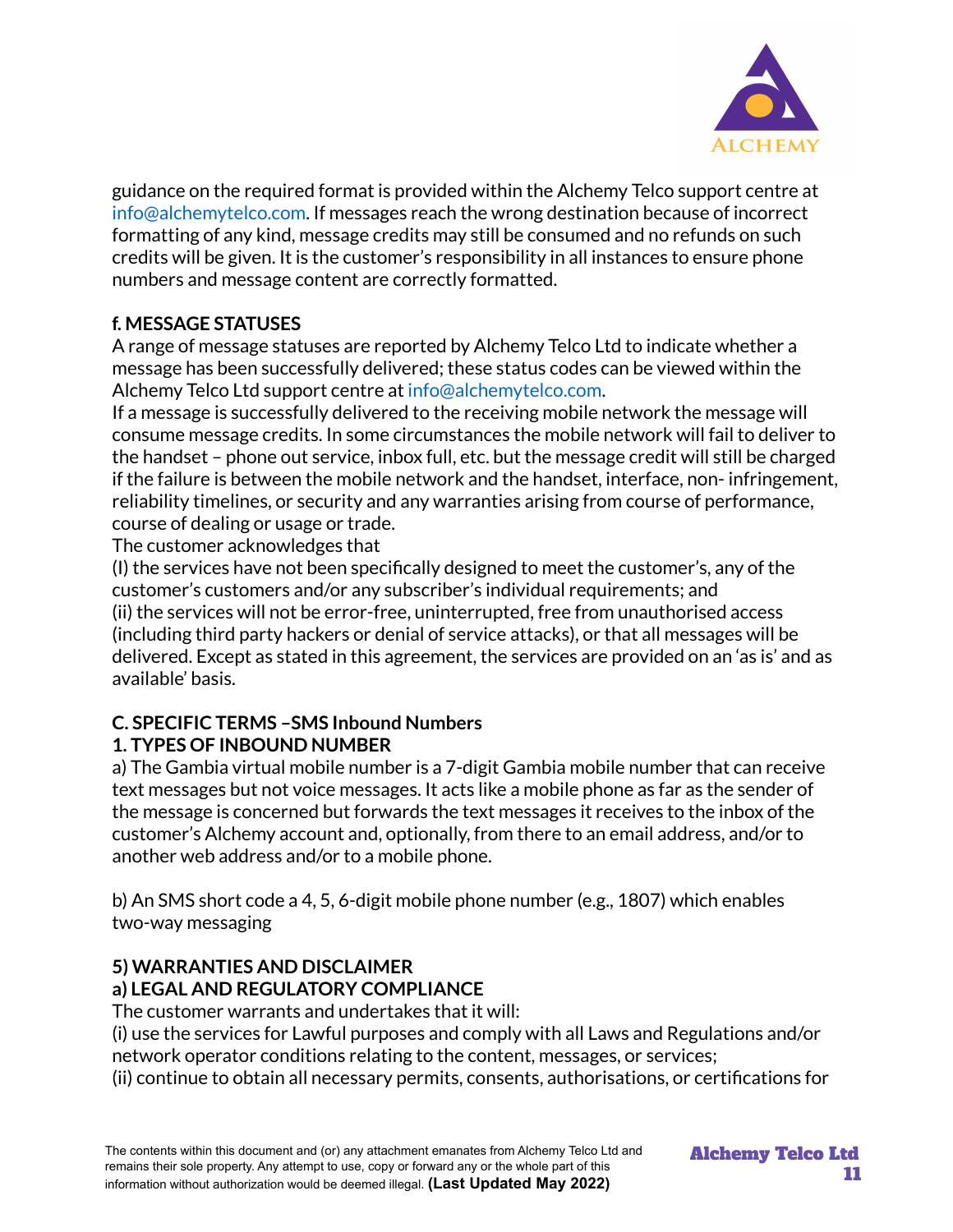guidance on the required format is provided within the Alchemy Telco support centre at info@alchemytelco.com. If messages reach the wrong destination because of incorrect formatting of any kind, message credits may still be consumed and no refunds on such credits will be given. It is the customer's responsibility in all instances to ensure phone numbers and message content are correctly formatted.

**f. MESSAGE STATUSES**

A range of message statuses are reported by Alchemy Telco Ltd to indicate whether a message has been successfully delivered; these status codes can be viewed within the Alchemy Telco Ltd support centre at info@alchemytelco.com.

If a message is successfully delivered to the receiving mobile network the message will consume message credits. In some circumstances the mobile network will fail to deliver to the handset – phone out service, inbox full, etc. but the message credit will still be charged if the failure is between the mobile network and the handset, interface, non- infringement, reliability timelines, or security and any warranties arising from course of performance, course of dealing or usage or trade.

The customer acknowledges that

(I) the services have not been specifically designed to meet the customer's, any of the customer's customers and/or any subscriber's individual requirements; and

(ii) the services will not be error-free, uninterrupted, free from unauthorised access (including third party hackers or denial of service attacks), or that all messages will be delivered. Except as stated in this agreement, the services are provided on an 'as is' and as available' basis.

**C. SPECIFIC TERMS –SMS Inbound Numbers**

**1. TYPES OF INBOUND NUMBER**

a) The Gambia virtual mobile number is a 7-digit Gambia mobile number that can receive text messages but not voice messages. It acts like a mobile phone as far as the sender of the message is concerned but forwards the text messages it receives to the inbox of the customer's Alchemy account and, optionally, from there to an email address, and/or to another web address and/or to a mobile phone.

b) An SMS short code a 4, 5, 6-digit mobile phone number (e.g., 1807) which enables two-way messaging

**5) WARRANTIES AND DISCLAIMER**

**a) LEGAL AND REGULATORY COMPLIANCE**

The customer warrants and undertakes that it will:

(i) use the services for Lawful purposes and comply with all Laws and Regulations and/or network operator conditions relating to the content, messages, or services;

(ii) continue to obtain all necessary permits, consents, authorisations, or certifications for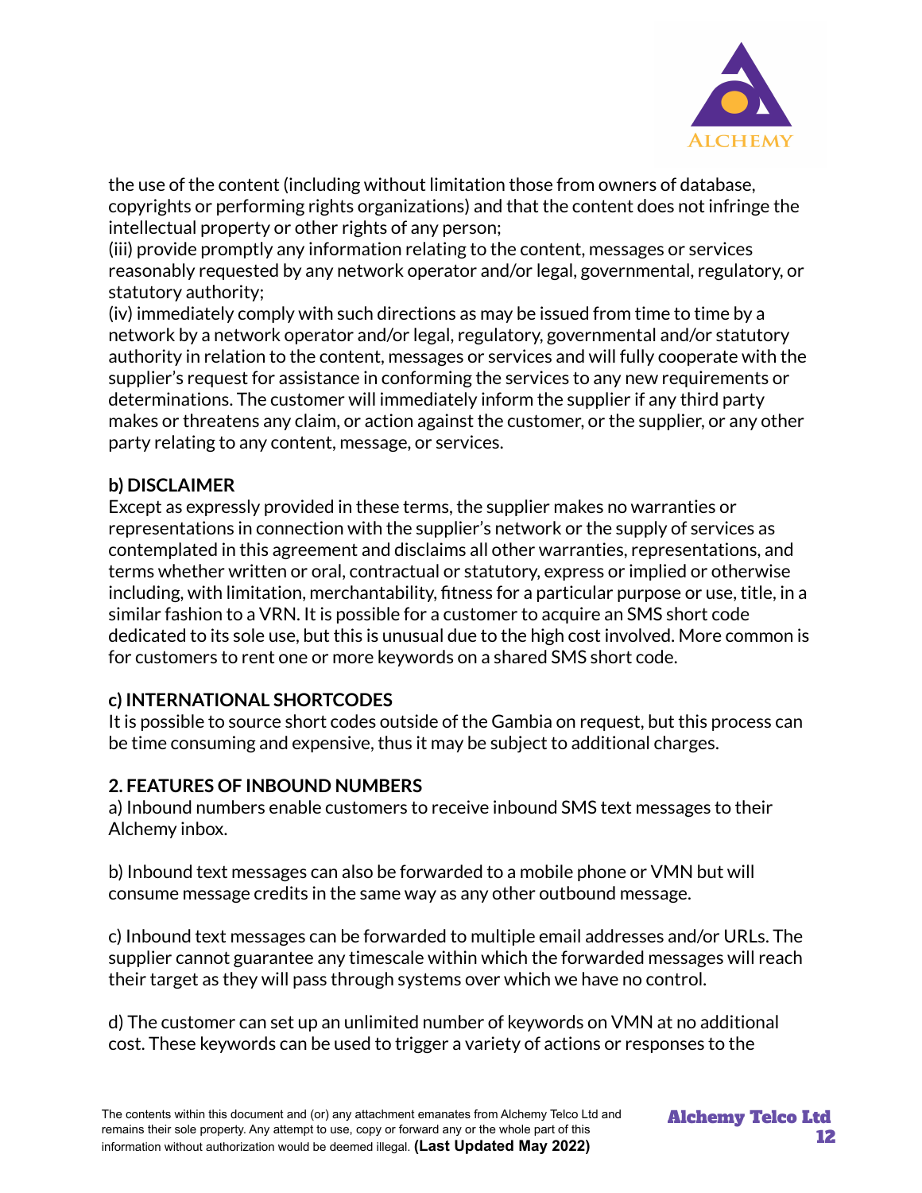the use of the content (including without limitation those from owners of database, copyrights or performing rights organizations) and that the content does not infringe the intellectual property or other rights of any person;
(iii) provide promptly any information relating to the content, messages or services reasonably requested by any network operator and/or legal, governmental, regulatory, or statutory authority;
(iv) immediately comply with such directions as may be issued from time to time by a network by a network operator and/or legal, regulatory, governmental and/or statutory authority in relation to the content, messages or services and will fully cooperate with the supplier's request for assistance in conforming the services to any new requirements or determinations. The customer will immediately inform the supplier if any third party makes or threatens any claim, or action against the customer, or the supplier, or any other party relating to any content, message, or services.

**b) DISCLAIMER**
Except as expressly provided in these terms, the supplier makes no warranties or representations in connection with the supplier's network or the supply of services as contemplated in this agreement and disclaims all other warranties, representations, and terms whether written or oral, contractual or statutory, express or implied or otherwise including, with limitation, merchantability, fitness for a particular purpose or use, title, in a similar fashion to a VRN. It is possible for a customer to acquire an SMS short code dedicated to its sole use, but this is unusual due to the high cost involved. More common is for customers to rent one or more keywords on a shared SMS short code.

**c) INTERNATIONAL SHORTCODES**
It is possible to source short codes outside of the Gambia on request, but this process can be time consuming and expensive, thus it may be subject to additional charges.

**2. FEATURES OF INBOUND NUMBERS**
a) Inbound numbers enable customers to receive inbound SMS text messages to their Alchemy inbox.

b) Inbound text messages can also be forwarded to a mobile phone or VMN but will consume message credits in the same way as any other outbound message.

c) Inbound text messages can be forwarded to multiple email addresses and/or URLs. The supplier cannot guarantee any timescale within which the forwarded messages will reach their target as they will pass through systems over which we have no control.

d) The customer can set up an unlimited number of keywords on VMN at no additional cost. These keywords can be used to trigger a variety of actions or responses to the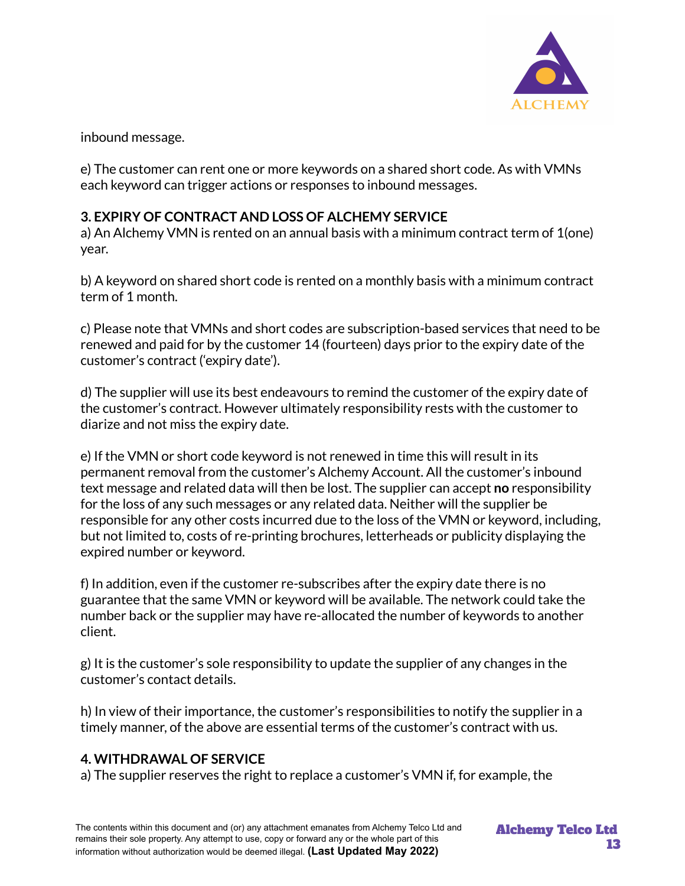inbound message.

e) The customer can rent one or more keywords on a shared short code. As with VMNs each keyword can trigger actions or responses to inbound messages.

**3. EXPIRY OF CONTRACT AND LOSS OF ALCHEMY SERVICE**

a) An Alchemy VMN is rented on an annual basis with a minimum contract term of 1(one) year.

b) A keyword on shared short code is rented on a monthly basis with a minimum contract term of 1 month.

c) Please note that VMNs and short codes are subscription-based services that need to be renewed and paid for by the customer 14 (fourteen) days prior to the expiry date of the customer's contract ('expiry date').

d) The supplier will use its best endeavours to remind the customer of the expiry date of the customer's contract. However ultimately responsibility rests with the customer to diarize and not miss the expiry date.

e) If the VMN or short code keyword is not renewed in time this will result in its permanent removal from the customer's Alchemy Account. All the customer's inbound text message and related data will then be lost. The supplier can accept **no** responsibility for the loss of any such messages or any related data. Neither will the supplier be responsible for any other costs incurred due to the loss of the VMN or keyword, including, but not limited to, costs of re-printing brochures, letterheads or publicity displaying the expired number or keyword.

f) In addition, even if the customer re-subscribes after the expiry date there is no guarantee that the same VMN or keyword will be available. The network could take the number back or the supplier may have re-allocated the number of keywords to another client.

g) It is the customer's sole responsibility to update the supplier of any changes in the customer's contact details.

h) In view of their importance, the customer's responsibilities to notify the supplier in a timely manner, of the above are essential terms of the customer's contract with us.

**4. WITHDRAWAL OF SERVICE**

a) The supplier reserves the right to replace a customer's VMN if, for example, the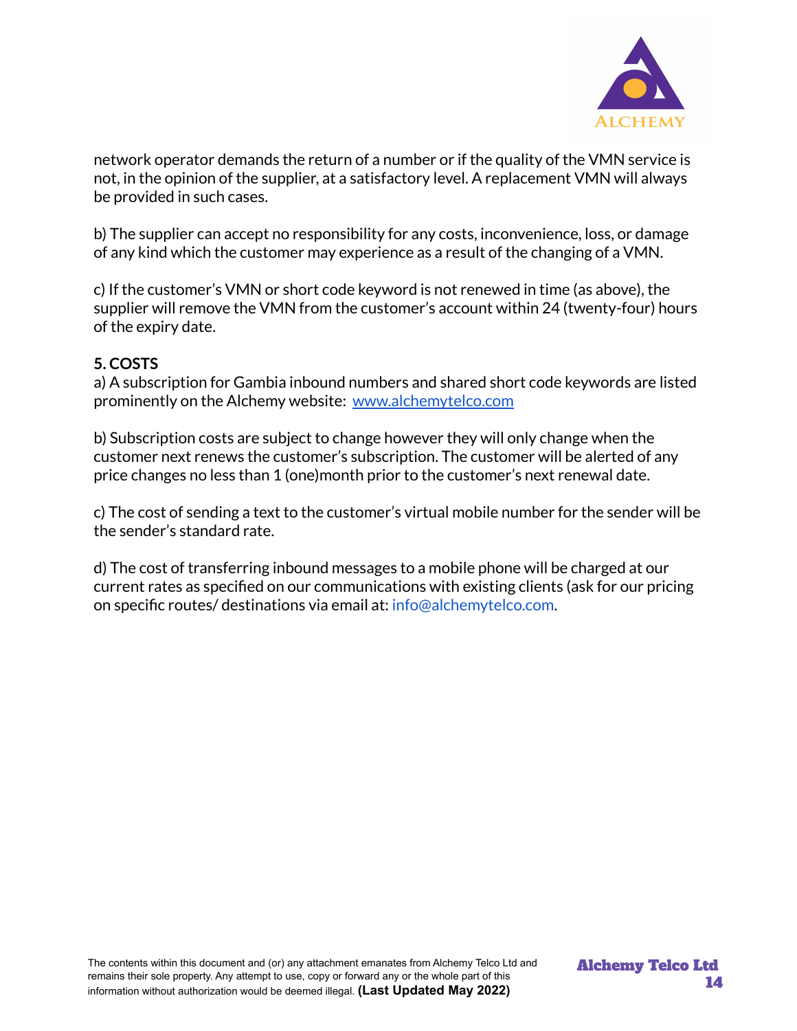network operator demands the return of a number or if the quality of the VMN service is not, in the opinion of the supplier, at a satisfactory level. A replacement VMN will always be provided in such cases.

b) The supplier can accept no responsibility for any costs, inconvenience, loss, or damage of any kind which the customer may experience as a result of the changing of a VMN.

c) If the customer's VMN or short code keyword is not renewed in time (as above), the supplier will remove the VMN from the customer's account within 24 (twenty-four) hours of the expiry date.

**5. COSTS**

a) A subscription for Gambia inbound numbers and shared short code keywords are listed prominently on the Alchemy website: [www.alchemytelco.com](http://www.alchemytelco.com)

b) Subscription costs are subject to change however they will only change when the customer next renews the customer's subscription. The customer will be alerted of any price changes no less than 1 (one)month prior to the customer's next renewal date.

c) The cost of sending a text to the customer's virtual mobile number for the sender will be the sender's standard rate.

d) The cost of transferring inbound messages to a mobile phone will be charged at our current rates as specified on our communications with existing clients (ask for our pricing on specific routes/ destinations via email at: info@alchemytelco.com.